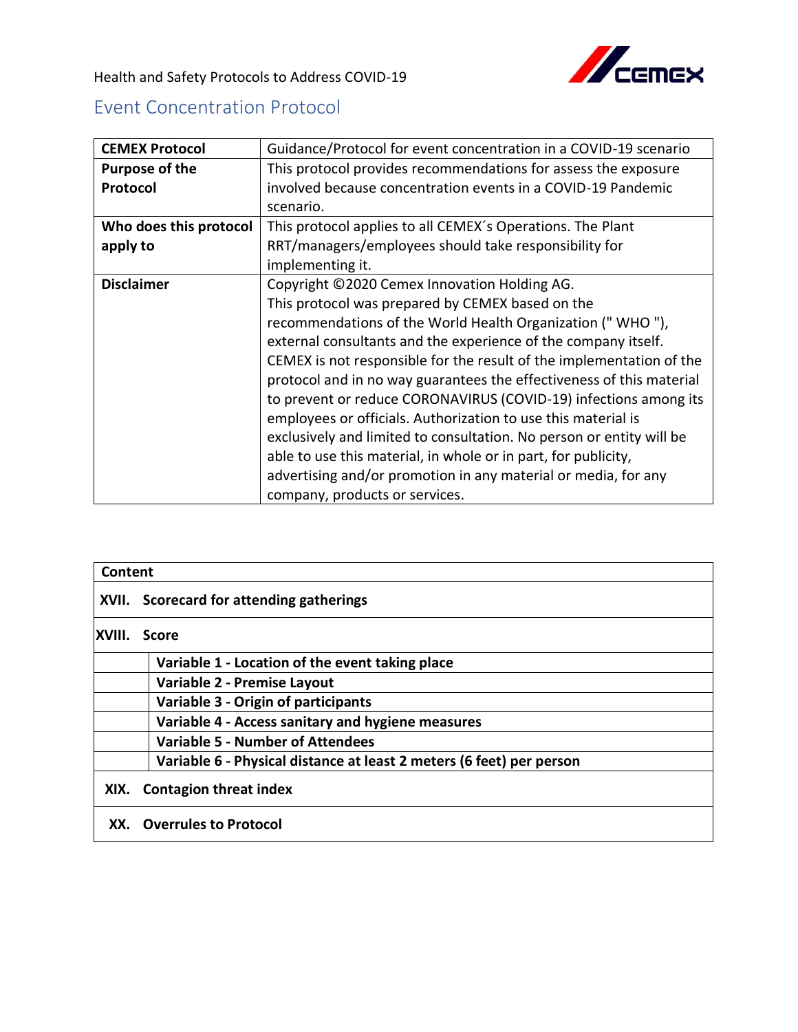Health and Safety Protocols to Address COVID-19

# Event Concentration Protocol

| **CEMEX Protocol** | Guidance/Protocol for event concentration in a COVID-19 scenario |
|---|---|
| **Purpose of the Protocol** | This protocol provides recommendations for assess the exposure involved because concentration events in a COVID-19 Pandemic scenario. |
| **Who does this protocol apply to** | This protocol applies to all CEMEX´s Operations. The Plant RRT/managers/employees should take responsibility for implementing it. |
| **Disclaimer** | Copyright ©2020 Cemex Innovation Holding AG.<br>This protocol was prepared by CEMEX based on the recommendations of the World Health Organization (" WHO "), external consultants and the experience of the company itself. CEMEX is not responsible for the result of the implementation of the protocol and in no way guarantees the effectiveness of this material to prevent or reduce CORONAVIRUS (COVID-19) infections among its employees or officials. Authorization to use this material is exclusively and limited to consultation. No person or entity will be able to use this material, in whole or in part, for publicity, advertising and/or promotion in any material or media, for any company, products or services. |

| **Content** | |
|---|---|
| **XVII.** | **Scorecard for attending gatherings** |
| **XVIII.** | **Score** |
| | **Variable 1 - Location of the event taking place** |
| | **Variable 2 - Premise Layout** |
| | **Variable 3 - Origin of participants** |
| | **Variable 4 - Access sanitary and hygiene measures** |
| | **Variable 5 - Number of Attendees** |
| | **Variable 6 - Physical distance at least 2 meters (6 feet) per person** |
| **XIX.** | **Contagion threat index** |
| **XX.** | **Overrules to Protocol** |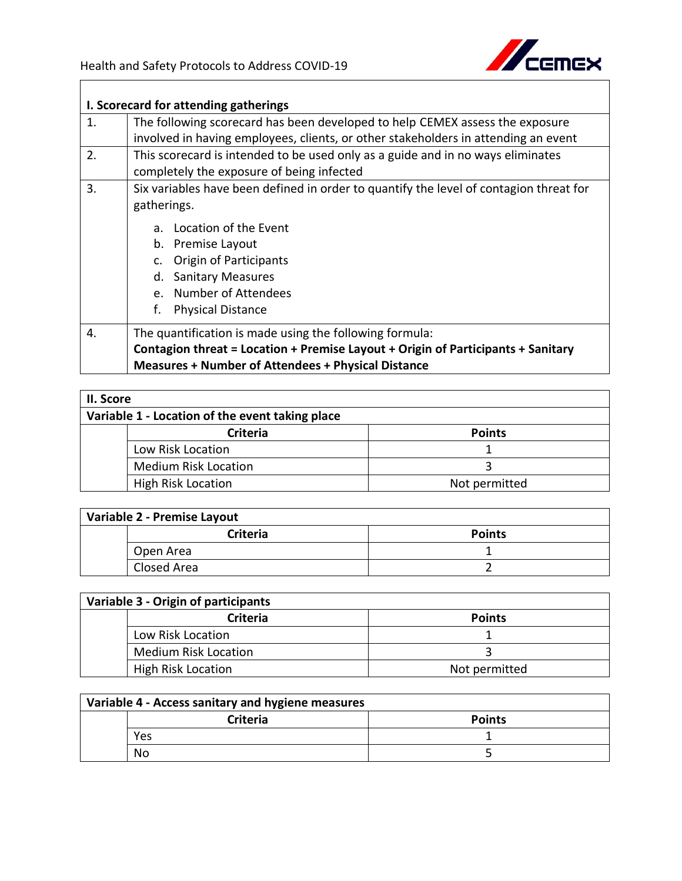| I. Scorecard for attending gatherings | |
| --- | --- |
| 1. | The following scorecard has been developed to help CEMEX assess the exposure involved in having employees, clients, or other stakeholders in attending an event |
| 2. | This scorecard is intended to be used only as a guide and in no ways eliminates completely the exposure of being infected |
| 3. | Six variables have been defined in order to quantify the level of contagion threat for gatherings.<br><br>a. Location of the Event<br>b. Premise Layout<br>c. Origin of Participants<br>d. Sanitary Measures<br>e. Number of Attendees<br>f. Physical Distance |
| 4. | The quantification is made using the following formula:<br>**Contagion threat = Location + Premise Layout + Origin of Participants + Sanitary Measures + Number of Attendees + Physical Distance** |

**II. Score**

**Variable 1 - Location of the event taking place**

| | Criteria | Points |
| --- | --- | --- |
| | Low Risk Location | 1 |
| | Medium Risk Location | 3 |
| | High Risk Location | Not permitted |

**Variable 2 - Premise Layout**

| | Criteria | Points |
| --- | --- | --- |
| | Open Area | 1 |
| | Closed Area | 2 |

**Variable 3 - Origin of participants**

| | Criteria | Points |
| --- | --- | --- |
| | Low Risk Location | 1 |
| | Medium Risk Location | 3 |
| | High Risk Location | Not permitted |

**Variable 4 - Access sanitary and hygiene measures**

| | Criteria | Points |
| --- | --- | --- |
| | Yes | 1 |
| | No | 5 |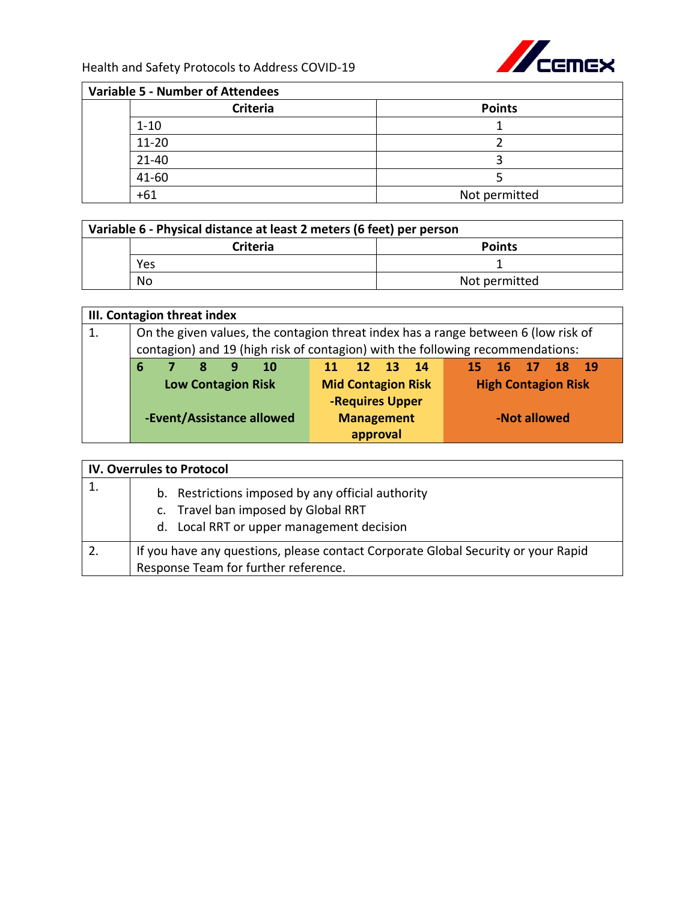| Variable 5 - Number of Attendees | | |
|---|---|---|
| | **Criteria** | **Points** |
| | 1-10 | 1 |
| | 11-20 | 2 |
| | 21-40 | 3 |
| | 41-60 | 5 |
| | +61 | Not permitted |

| Variable 6 - Physical distance at least 2 meters (6 feet) per person | | |
|---|---|---|
| | **Criteria** | **Points** |
| | Yes | 1 |
| | No | Not permitted |

| III. Contagion threat index | | | |
|---|---|---|---|
| 1. | On the given values, the contagion threat index has a range between 6 (low risk of contagion) and 19 (high risk of contagion) with the following recommendations: | | |
| | **6 7 8 9 10**<br>**Low Contagion Risk**<br>**-Event/Assistance allowed** | **11 12 13 14**<br>**Mid Contagion Risk**<br>**-Requires Upper Management approval** | **15 16 17 18 19**<br>**High Contagion Risk**<br>**-Not allowed** |

| IV. Overrules to Protocol | |
|---|---|
| 1. | b. Restrictions imposed by any official authority<br>c. Travel ban imposed by Global RRT<br>d. Local RRT or upper management decision |
| 2. | If you have any questions, please contact Corporate Global Security or your Rapid Response Team for further reference. |